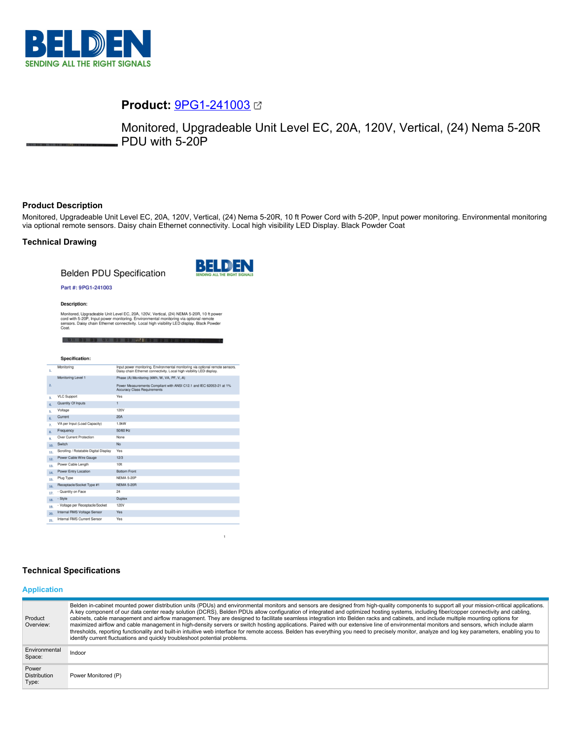# Product: 9PG1-241003

Monitored, Upgradeable Unit Level EC, 20A, 120V, Vertical, (24) Nema 5-20R PDU with 5-20P

## Product Description

Monitored, Upgradeable Unit Level EC, 20A, 120V, Vertical, (24) Nema 5-20R, 10 ft Power Cord with 5-20P, Input power monitoring. Environmental monitoring via optional remote sensors. Daisy chain Ethernet connectivity. Local high visibility LED Display. Black Powder Coat

## Technical Drawing

Belden PDU Specification

Part #: 9PG1-241003

**Description:**

Monitored, Upgradeable Unit Level EC, 20A, 120V, Vertical, (24) NEMA 5-20R, 10 ft power cord with 5-20P, Input power monitoring. Environmental monitoring via optional remote sensors. Daisy chain Ethernet connectivity. Local high visibility LED display. Black Powder Coat.

**Specification:**

| | | |
|---|---|---|
| 1. | Monitoring | Input power monitoring. Environmental monitoring via optional remote sensors. Daisy chain Ethernet connectivity. Local high visibility LED display. |
| 2. | Monitoring Level 1 | Phase (A) Monitoring (kWh, W, VA, PF, V, A)<br>Power Measurements Compliant with ANSI C12.1 and IEC 62053-21 at 1% Accuracy Class Requirements |
| 3. | VLC Support | Yes |
| 4. | Quantity Of Inputs | 1 |
| 5. | Voltage | 120V |
| 6. | Current | 20A |
| 7. | VA per Input (Load Capacity) | 1.9kW |
| 8. | Frequency | 50/60 Hz |
| 9. | Over Current Protection | None |
| 10. | Switch | No |
| 11. | Scrolling / Rotatable Digital Display | Yes |
| 12. | Power Cable Wire Gauge | 12/3 |
| 13. | Power Cable Length | 10ft |
| 14. | Power Entry Location | Bottom Front |
| 15. | Plug Type | NEMA 5-20P |
| 16. | Receptacle/Socket Type #1 | NEMA 5-20R |
| 17. | - Quantity on Face | 24 |
| 18. | - Style | Duplex |
| 19. | - Voltage per Receptacle/Socket | 120V |
| 20. | Internal RMS Voltage Sensor | Yes |
| 21. | Internal RMS Current Sensor | Yes |

## Technical Specifications

### Application

| | |
|---|---|
| Product Overview: | Belden in-cabinet mounted power distribution units (PDUs) and environmental monitors and sensors are designed from high-quality components to support all your mission-critical applications. A key component of our data center ready solution (DCRS), Belden PDUs allow configuration of integrated and optimized hosting systems, including fiber/copper connectivity and cabling, cabinets, cable management and airflow management. They are designed to facilitate seamless integration into Belden racks and cabinets, and include multiple mounting options for maximized airflow and cable management in high-density servers or switch hosting applications. Paired with our extensive line of environmental monitors and sensors, which include alarm thresholds, reporting functionality and built-in intuitive web interface for remote access. Belden has everything you need to precisely monitor, analyze and log key parameters, enabling you to identify current fluctuations and quickly troubleshoot potential problems. |
| Environmental Space: | Indoor |
| Power Distribution Type: | Power Monitored (P) |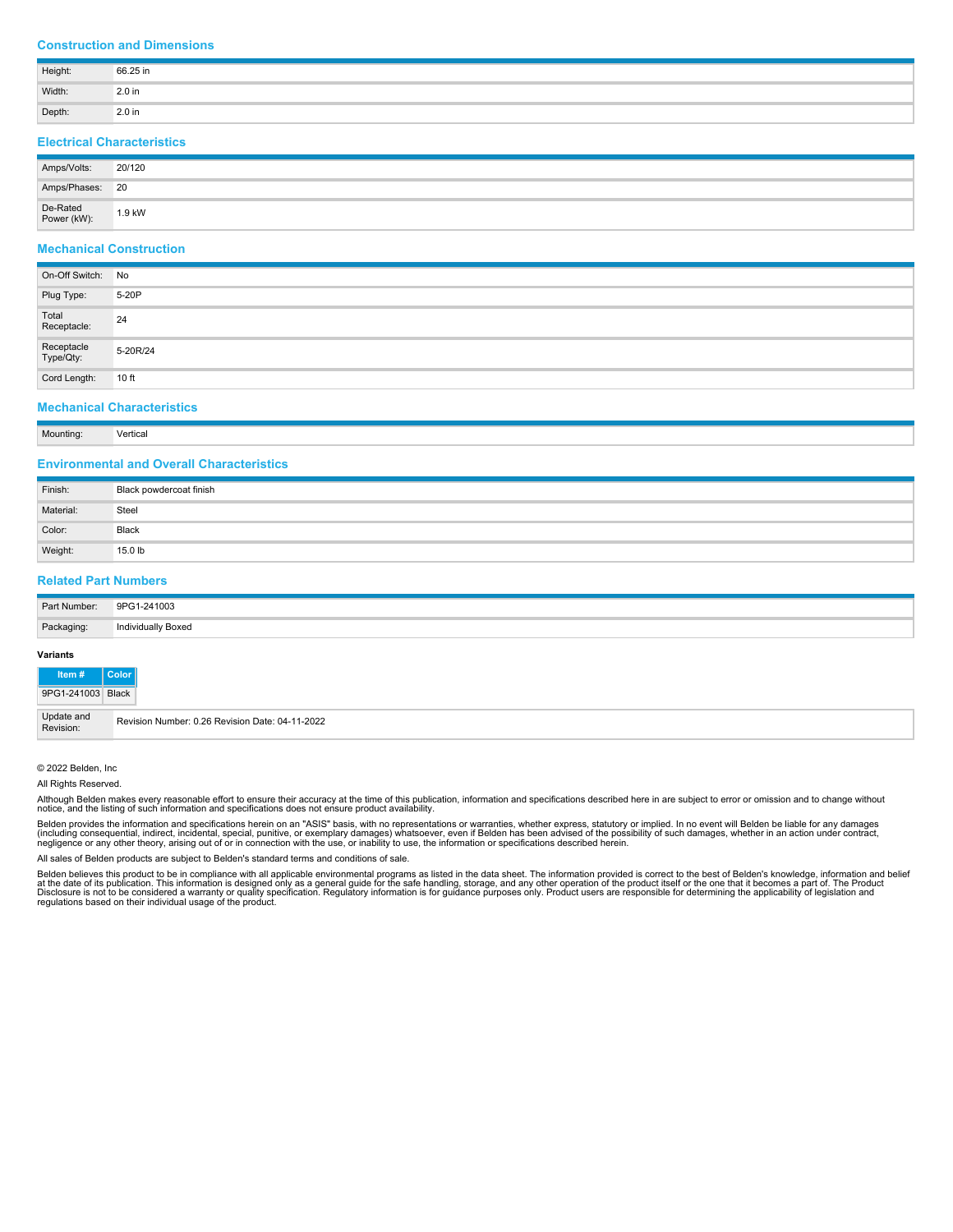## Construction and Dimensions

| | |
|---|---|
| Height: | 66.25 in |
| Width: | 2.0 in |
| Depth: | 2.0 in |

## Electrical Characteristics

| | |
|---|---|
| Amps/Volts: | 20/120 |
| Amps/Phases: | 20 |
| De-Rated Power (kW): | 1.9 kW |

## Mechanical Construction

| | |
|---|---|
| On-Off Switch: | No |
| Plug Type: | 5-20P |
| Total Receptacle: | 24 |
| Receptacle Type/Qty: | 5-20R/24 |
| Cord Length: | 10 ft |

## Mechanical Characteristics

| | |
|---|---|
| Mounting: | Vertical |

## Environmental and Overall Characteristics

| | |
|---|---|
| Finish: | Black powdercoat finish |
| Material: | Steel |
| Color: | Black |
| Weight: | 15.0 lb |

## Related Part Numbers

| | |
|---|---|
| Part Number: | 9PG1-241003 |
| Packaging: | Individually Boxed |

**Variants**

| Item # | Color |
|---|---|
| 9PG1-241003 | Black |

| | |
|---|---|
| Update and Revision: | Revision Number: 0.26 Revision Date: 04-11-2022 |

© 2022 Belden, Inc

All Rights Reserved.

Although Belden makes every reasonable effort to ensure their accuracy at the time of this publication, information and specifications described here in are subject to error or omission and to change without notice, and the listing of such information and specifications does not ensure product availability.

Belden provides the information and specifications herein on an "ASIS" basis, with no representations or warranties, whether express, statutory or implied. In no event will Belden be liable for any damages (including consequential, indirect, incidental, special, punitive, or exemplary damages) whatsoever, even if Belden has been advised of the possibility of such damages, whether in an action under contract, negligence or any other theory, arising out of or in connection with the use, or inability to use, the information or specifications described herein.

All sales of Belden products are subject to Belden's standard terms and conditions of sale.

Belden believes this product to be in compliance with all applicable environmental programs as listed in the data sheet. The information provided is correct to the best of Belden's knowledge, information and belief at the date of its publication. This information is designed only as a general guide for the safe handling, storage, and any other operation of the product itself or the one that it becomes a part of. The Product Disclosure is not to be considered a warranty or quality specification. Regulatory information is for guidance purposes only. Product users are responsible for determining the applicability of legislation and regulations based on their individual usage of the product.